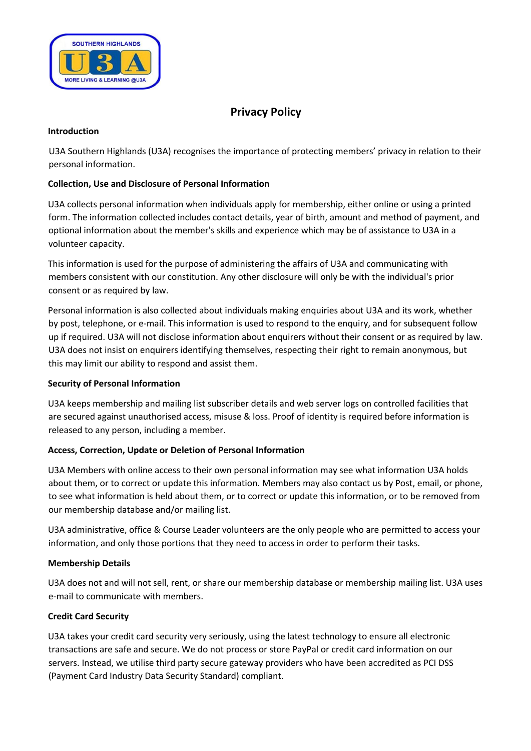# Privacy Policy

## Introduction

U3A Southern Highlands (U3A) recognises the importance of protecting members' privacy in relation to their personal information.

## Collection, Use and Disclosure of Personal Information

U3A collects personal information when individuals apply for membership, either online or using a printed form. The information collected includes contact details, year of birth, amount and method of payment, and optional information about the member's skills and experience which may be of assistance to U3A in a volunteer capacity.

This information is used for the purpose of administering the affairs of U3A and communicating with members consistent with our constitution. Any other disclosure will only be with the individual's prior consent or as required by law.

Personal information is also collected about individuals making enquiries about U3A and its work, whether by post, telephone, or e-mail. This information is used to respond to the enquiry, and for subsequent follow up if required. U3A will not disclose information about enquirers without their consent or as required by law. U3A does not insist on enquirers identifying themselves, respecting their right to remain anonymous, but this may limit our ability to respond and assist them.

## Security of Personal Information

U3A keeps membership and mailing list subscriber details and web server logs on controlled facilities that are secured against unauthorised access, misuse & loss. Proof of identity is required before information is released to any person, including a member.

## Access, Correction, Update or Deletion of Personal Information

U3A Members with online access to their own personal information may see what information U3A holds about them, or to correct or update this information. Members may also contact us by Post, email, or phone, to see what information is held about them, or to correct or update this information, or to be removed from our membership database and/or mailing list.

U3A administrative, office & Course Leader volunteers are the only people who are permitted to access your information, and only those portions that they need to access in order to perform their tasks.

## Membership Details

U3A does not and will not sell, rent, or share our membership database or membership mailing list. U3A uses e-mail to communicate with members.

## Credit Card Security

U3A takes your credit card security very seriously, using the latest technology to ensure all electronic transactions are safe and secure. We do not process or store PayPal or credit card information on our servers. Instead, we utilise third party secure gateway providers who have been accredited as PCI DSS (Payment Card Industry Data Security Standard) compliant.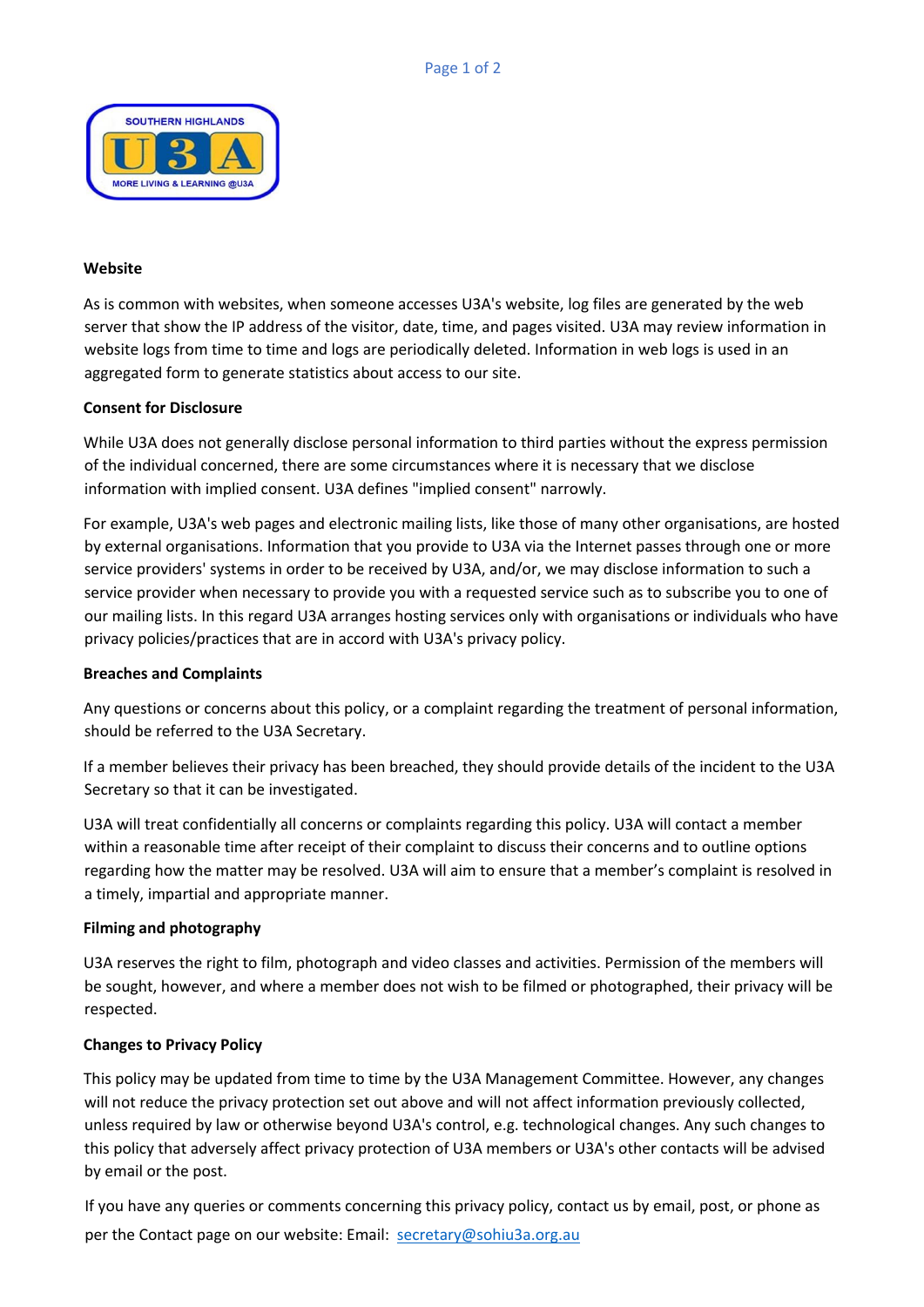**Website**

As is common with websites, when someone accesses U3A's website, log files are generated by the web server that show the IP address of the visitor, date, time, and pages visited. U3A may review information in website logs from time to time and logs are periodically deleted. Information in web logs is used in an aggregated form to generate statistics about access to our site.

**Consent for Disclosure**

While U3A does not generally disclose personal information to third parties without the express permission of the individual concerned, there are some circumstances where it is necessary that we disclose information with implied consent. U3A defines "implied consent" narrowly.

For example, U3A's web pages and electronic mailing lists, like those of many other organisations, are hosted by external organisations. Information that you provide to U3A via the Internet passes through one or more service providers' systems in order to be received by U3A, and/or, we may disclose information to such a service provider when necessary to provide you with a requested service such as to subscribe you to one of our mailing lists. In this regard U3A arranges hosting services only with organisations or individuals who have privacy policies/practices that are in accord with U3A's privacy policy.

**Breaches and Complaints**

Any questions or concerns about this policy, or a complaint regarding the treatment of personal information, should be referred to the U3A Secretary.

If a member believes their privacy has been breached, they should provide details of the incident to the U3A Secretary so that it can be investigated.

U3A will treat confidentially all concerns or complaints regarding this policy. U3A will contact a member within a reasonable time after receipt of their complaint to discuss their concerns and to outline options regarding how the matter may be resolved. U3A will aim to ensure that a member's complaint is resolved in a timely, impartial and appropriate manner.

**Filming and photography**

U3A reserves the right to film, photograph and video classes and activities. Permission of the members will be sought, however, and where a member does not wish to be filmed or photographed, their privacy will be respected.

**Changes to Privacy Policy**

This policy may be updated from time to time by the U3A Management Committee. However, any changes will not reduce the privacy protection set out above and will not affect information previously collected, unless required by law or otherwise beyond U3A's control, e.g. technological changes. Any such changes to this policy that adversely affect privacy protection of U3A members or U3A's other contacts will be advised by email or the post.

If you have any queries or comments concerning this privacy policy, contact us by email, post, or phone as per the Contact page on our website: Email: secretary@sohiu3a.org.au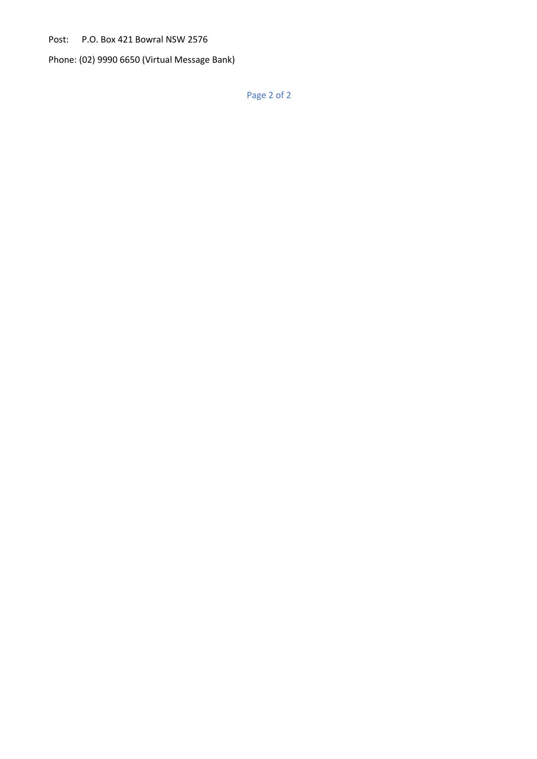Post: P.O. Box 421 Bowral NSW 2576

Phone: (02) 9990 6650 (Virtual Message Bank)